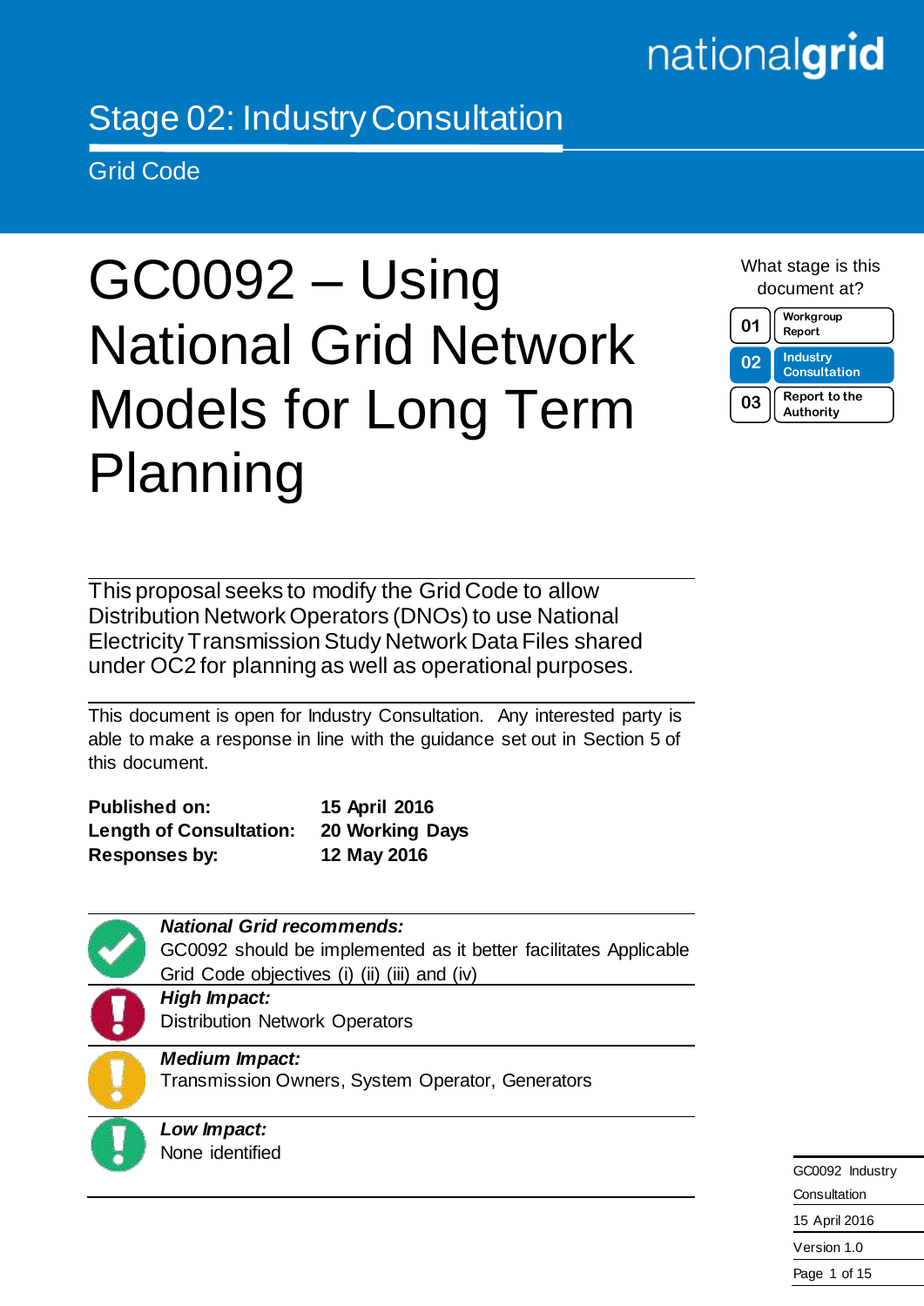nationalgrid

Stage 02: Industry Consultation

Grid Code

# GC0092 – Using National Grid Network Models for Long Term Planning

What stage is this document at?

| | |
|---|---|
| 01 | Workgroup Report |
| 02 | Industry Consultation |
| 03 | Report to the Authority |

This proposal seeks to modify the Grid Code to allow Distribution Network Operators (DNOs) to use National Electricity Transmission Study Network Data Files shared under OC2 for planning as well as operational purposes.

This document is open for Industry Consultation. Any interested party is able to make a response in line with the guidance set out in Section 5 of this document.

**Published on:** **15 April 2016**
**Length of Consultation:** **20 Working Days**
**Responses by:** **12 May 2016**

***National Grid recommends:***
GC0092 should be implemented as it better facilitates Applicable Grid Code objectives (i) (ii) (iii) and (iv)

***High Impact:***
Distribution Network Operators

***Medium Impact:***
Transmission Owners, System Operator, Generators

***Low Impact:***
None identified

GC0092 Industry Consultation
15 April 2016
Version 1.0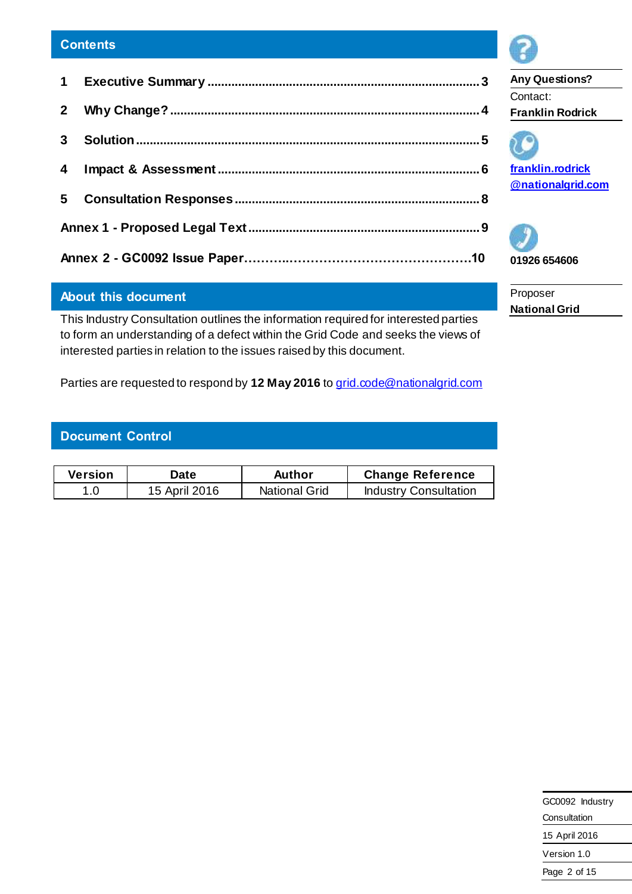## Contents

1 Executive Summary ........................................................................ 3

2 Why Change? ................................................................................ 4

3 Solution .......................................................................................... 5

4 Impact & Assessment ..................................................................... 6

5 Consultation Responses .................................................................. 8

Annex 1 - Proposed Legal Text ........................................................... 9

Annex 2 - GC0092 Issue Paper ............................................................ 10

**Any Questions?**

Contact:

**Franklin Rodrick**

[franklin.rodrick@nationalgrid.com](mailto:franklin.rodrick@nationalgrid.com)

**01926 654606**

Proposer

**National Grid**

## About this document

This Industry Consultation outlines the information required for interested parties to form an understanding of a defect within the Grid Code and seeks the views of interested parties in relation to the issues raised by this document.

Parties are requested to respond by **12 May 2016** to [grid.code@nationalgrid.com](mailto:grid.code@nationalgrid.com)

## Document Control

| Version | Date | Author | Change Reference |
|---|---|---|---|
| 1.0 | 15 April 2016 | National Grid | Industry Consultation |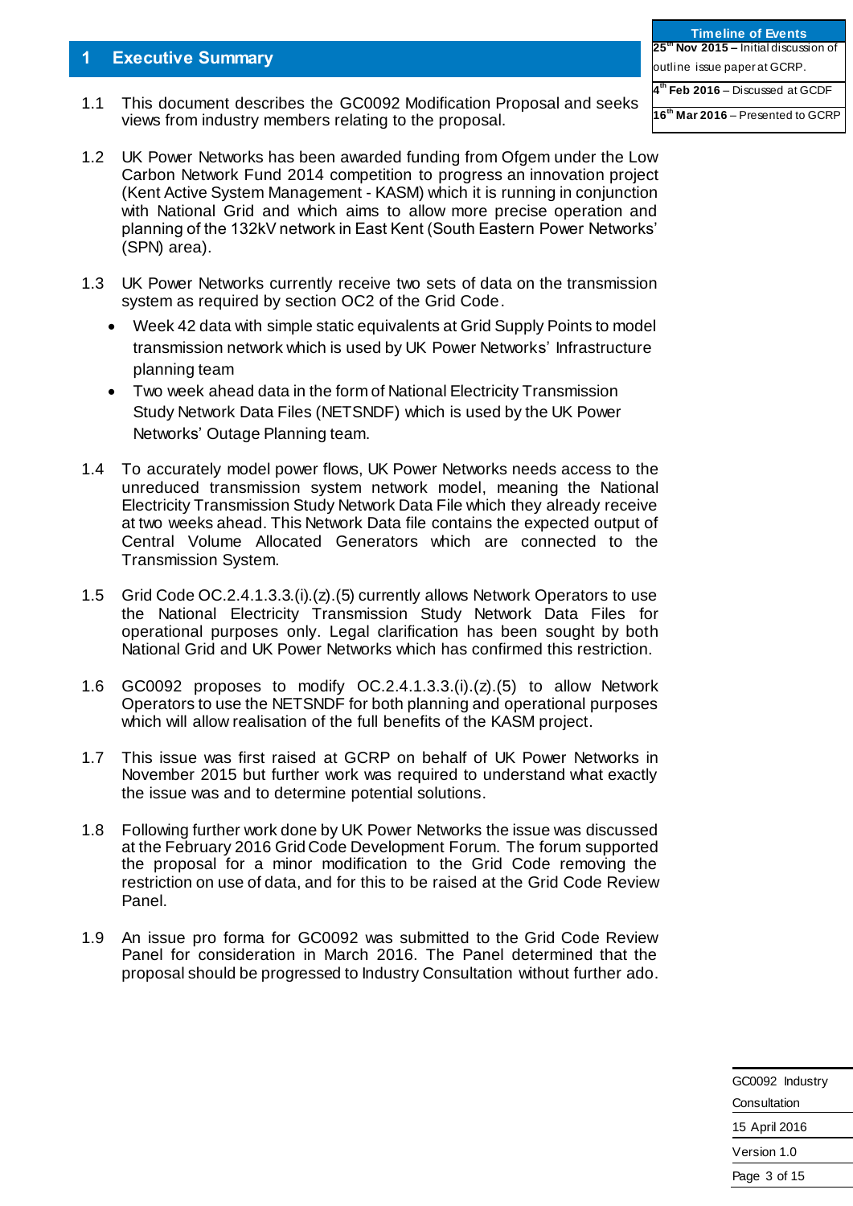## 1 Executive Summary

| Timeline of Events |
|---|
| **25th Nov 2015 –** Initial discussion of outline issue paper at GCRP. |
| **4th Feb 2016** – Discussed at GCDF |
| **16th Mar 2016** – Presented to GCRP |

1.1 This document describes the GC0092 Modification Proposal and seeks views from industry members relating to the proposal.

1.2 UK Power Networks has been awarded funding from Ofgem under the Low Carbon Network Fund 2014 competition to progress an innovation project (Kent Active System Management - KASM) which it is running in conjunction with National Grid and which aims to allow more precise operation and planning of the 132kV network in East Kent (South Eastern Power Networks' (SPN) area).

1.3 UK Power Networks currently receive two sets of data on the transmission system as required by section OC2 of the Grid Code.

- Week 42 data with simple static equivalents at Grid Supply Points to model transmission network which is used by UK Power Networks' Infrastructure planning team
- Two week ahead data in the form of National Electricity Transmission Study Network Data Files (NETSNDF) which is used by the UK Power Networks' Outage Planning team.

1.4 To accurately model power flows, UK Power Networks needs access to the unreduced transmission system network model, meaning the National Electricity Transmission Study Network Data File which they already receive at two weeks ahead. This Network Data file contains the expected output of Central Volume Allocated Generators which are connected to the Transmission System.

1.5 Grid Code OC.2.4.1.3.3.(i).(z).(5) currently allows Network Operators to use the National Electricity Transmission Study Network Data Files for operational purposes only. Legal clarification has been sought by both National Grid and UK Power Networks which has confirmed this restriction.

1.6 GC0092 proposes to modify OC.2.4.1.3.3.(i).(z).(5) to allow Network Operators to use the NETSNDF for both planning and operational purposes which will allow realisation of the full benefits of the KASM project.

1.7 This issue was first raised at GCRP on behalf of UK Power Networks in November 2015 but further work was required to understand what exactly the issue was and to determine potential solutions.

1.8 Following further work done by UK Power Networks the issue was discussed at the February 2016 Grid Code Development Forum. The forum supported the proposal for a minor modification to the Grid Code removing the restriction on use of data, and for this to be raised at the Grid Code Review Panel.

1.9 An issue pro forma for GC0092 was submitted to the Grid Code Review Panel for consideration in March 2016. The Panel determined that the proposal should be progressed to Industry Consultation without further ado.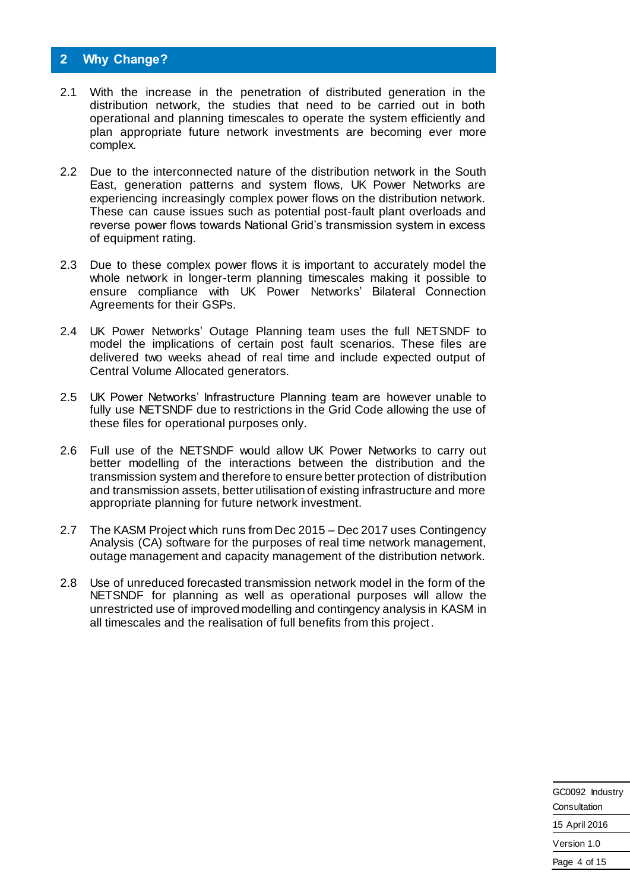## 2 Why Change?

2.1 With the increase in the penetration of distributed generation in the distribution network, the studies that need to be carried out in both operational and planning timescales to operate the system efficiently and plan appropriate future network investments are becoming ever more complex.

2.2 Due to the interconnected nature of the distribution network in the South East, generation patterns and system flows, UK Power Networks are experiencing increasingly complex power flows on the distribution network. These can cause issues such as potential post-fault plant overloads and reverse power flows towards National Grid's transmission system in excess of equipment rating.

2.3 Due to these complex power flows it is important to accurately model the whole network in longer-term planning timescales making it possible to ensure compliance with UK Power Networks' Bilateral Connection Agreements for their GSPs.

2.4 UK Power Networks' Outage Planning team uses the full NETSNDF to model the implications of certain post fault scenarios. These files are delivered two weeks ahead of real time and include expected output of Central Volume Allocated generators.

2.5 UK Power Networks' Infrastructure Planning team are however unable to fully use NETSNDF due to restrictions in the Grid Code allowing the use of these files for operational purposes only.

2.6 Full use of the NETSNDF would allow UK Power Networks to carry out better modelling of the interactions between the distribution and the transmission system and therefore to ensure better protection of distribution and transmission assets, better utilisation of existing infrastructure and more appropriate planning for future network investment.

2.7 The KASM Project which runs from Dec 2015 – Dec 2017 uses Contingency Analysis (CA) software for the purposes of real time network management, outage management and capacity management of the distribution network.

2.8 Use of unreduced forecasted transmission network model in the form of the NETSNDF for planning as well as operational purposes will allow the unrestricted use of improved modelling and contingency analysis in KASM in all timescales and the realisation of full benefits from this project.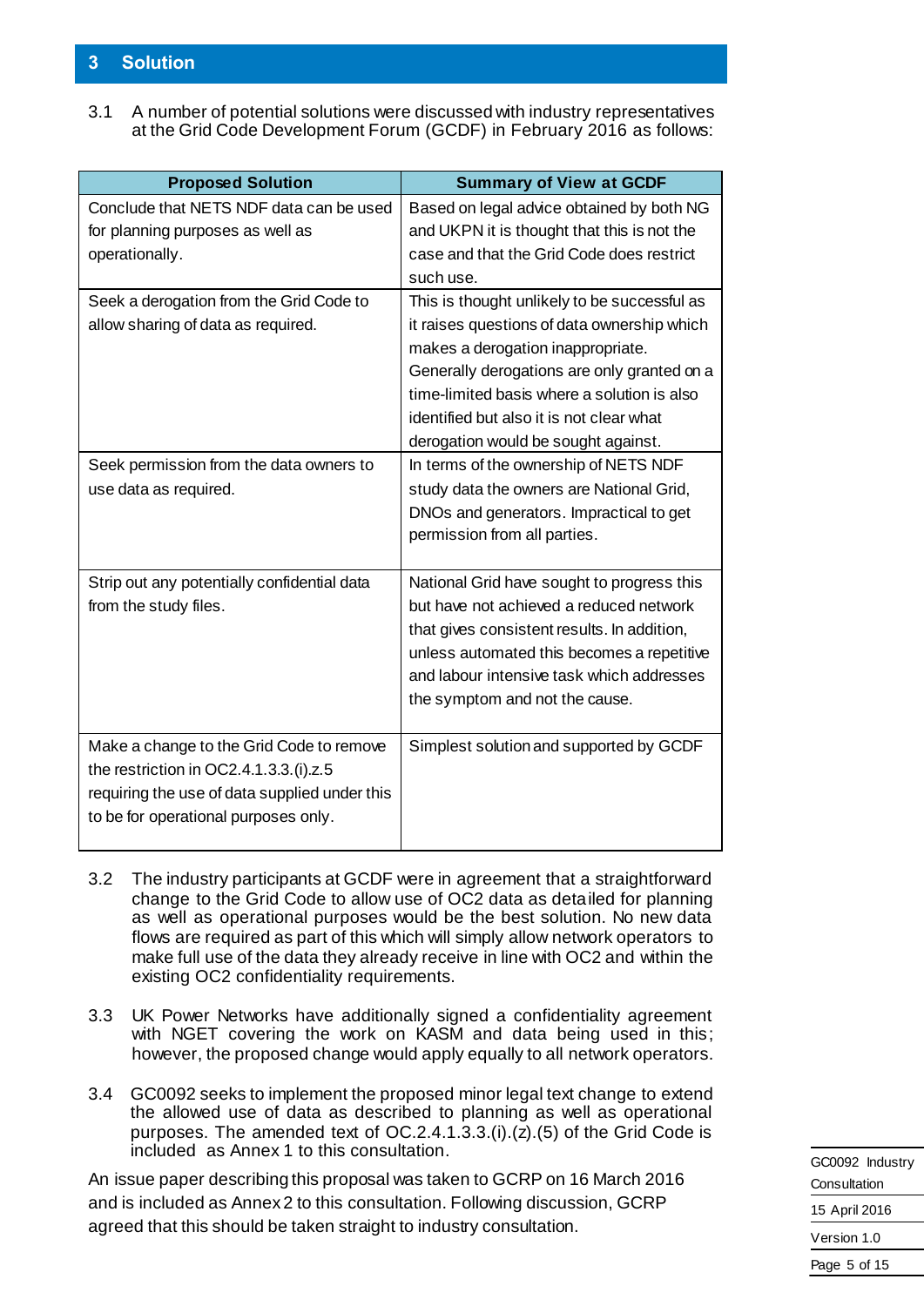## 3 Solution

3.1 A number of potential solutions were discussed with industry representatives at the Grid Code Development Forum (GCDF) in February 2016 as follows:

| Proposed Solution | Summary of View at GCDF |
|---|---|
| Conclude that NETS NDF data can be used for planning purposes as well as operationally. | Based on legal advice obtained by both NG and UKPN it is thought that this is not the case and that the Grid Code does restrict such use. |
| Seek a derogation from the Grid Code to allow sharing of data as required. | This is thought unlikely to be successful as it raises questions of data ownership which makes a derogation inappropriate. Generally derogations are only granted on a time-limited basis where a solution is also identified but also it is not clear what derogation would be sought against. |
| Seek permission from the data owners to use data as required. | In terms of the ownership of NETS NDF study data the owners are National Grid, DNOs and generators. Impractical to get permission from all parties. |
| Strip out any potentially confidential data from the study files. | National Grid have sought to progress this but have not achieved a reduced network that gives consistent results. In addition, unless automated this becomes a repetitive and labour intensive task which addresses the symptom and not the cause. |
| Make a change to the Grid Code to remove the restriction in OC2.4.1.3.3.(i).z.5 requiring the use of data supplied under this to be for operational purposes only. | Simplest solution and supported by GCDF |

3.2 The industry participants at GCDF were in agreement that a straightforward change to the Grid Code to allow use of OC2 data as detailed for planning as well as operational purposes would be the best solution. No new data flows are required as part of this which will simply allow network operators to make full use of the data they already receive in line with OC2 and within the existing OC2 confidentiality requirements.

3.3 UK Power Networks have additionally signed a confidentiality agreement with NGET covering the work on KASM and data being used in this; however, the proposed change would apply equally to all network operators.

3.4 GC0092 seeks to implement the proposed minor legal text change to extend the allowed use of data as described to planning as well as operational purposes. The amended text of OC.2.4.1.3.3.(i).(z).(5) of the Grid Code is included as Annex 1 to this consultation.

An issue paper describing this proposal was taken to GCRP on 16 March 2016 and is included as Annex 2 to this consultation. Following discussion, GCRP agreed that this should be taken straight to industry consultation.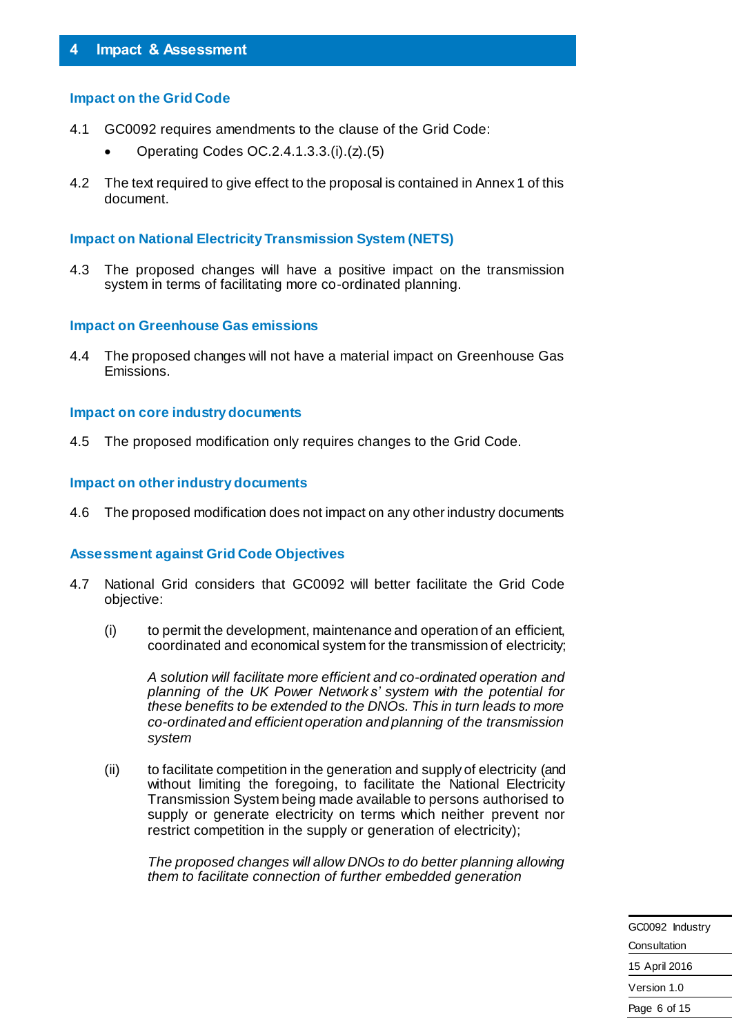## 4 Impact & Assessment

### Impact on the Grid Code

4.1 GC0092 requires amendments to the clause of the Grid Code:

- Operating Codes OC.2.4.1.3.3.(i).(z).(5)

4.2 The text required to give effect to the proposal is contained in Annex 1 of this document.

### Impact on National Electricity Transmission System (NETS)

4.3 The proposed changes will have a positive impact on the transmission system in terms of facilitating more co-ordinated planning.

### Impact on Greenhouse Gas emissions

4.4 The proposed changes will not have a material impact on Greenhouse Gas Emissions.

### Impact on core industry documents

4.5 The proposed modification only requires changes to the Grid Code.

### Impact on other industry documents

4.6 The proposed modification does not impact on any other industry documents

### Assessment against Grid Code Objectives

4.7 National Grid considers that GC0092 will better facilitate the Grid Code objective:

(i) to permit the development, maintenance and operation of an efficient, coordinated and economical system for the transmission of electricity;

*A solution will facilitate more efficient and co-ordinated operation and planning of the UK Power Networks' system with the potential for these benefits to be extended to the DNOs. This in turn leads to more co-ordinated and efficient operation and planning of the transmission system*

(ii) to facilitate competition in the generation and supply of electricity (and without limiting the foregoing, to facilitate the National Electricity Transmission System being made available to persons authorised to supply or generate electricity on terms which neither prevent nor restrict competition in the supply or generation of electricity);

*The proposed changes will allow DNOs to do better planning allowing them to facilitate connection of further embedded generation*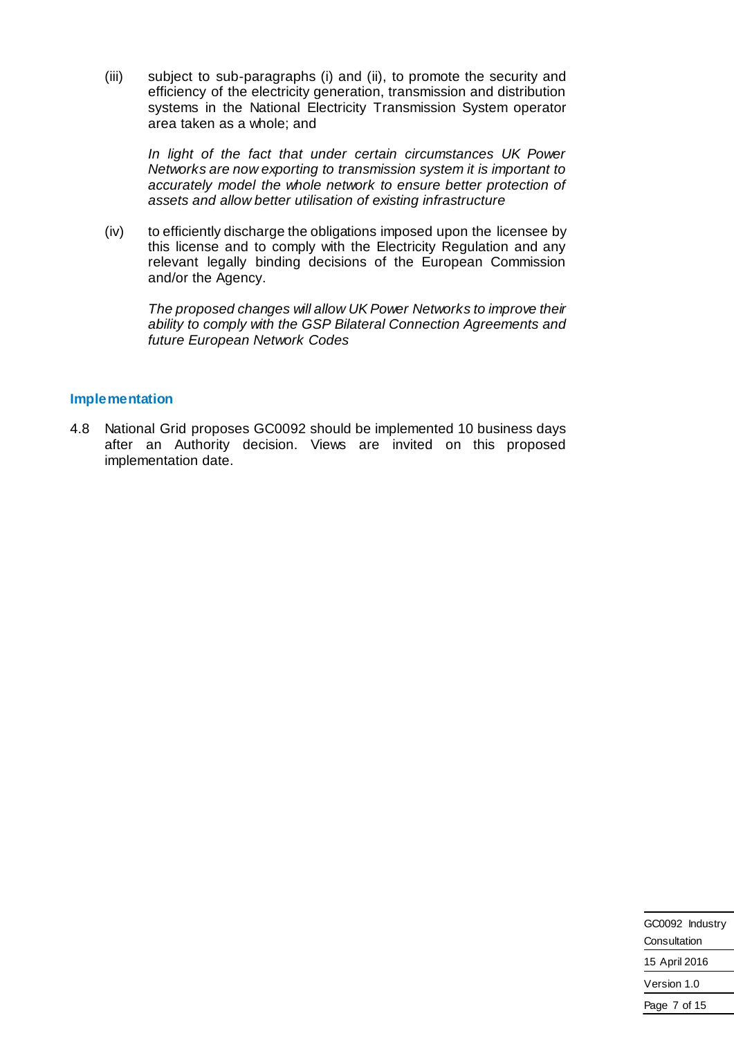(iii) subject to sub-paragraphs (i) and (ii), to promote the security and efficiency of the electricity generation, transmission and distribution systems in the National Electricity Transmission System operator area taken as a whole; and

*In light of the fact that under certain circumstances UK Power Networks are now exporting to transmission system it is important to accurately model the whole network to ensure better protection of assets and allow better utilisation of existing infrastructure*

(iv) to efficiently discharge the obligations imposed upon the licensee by this license and to comply with the Electricity Regulation and any relevant legally binding decisions of the European Commission and/or the Agency.

*The proposed changes will allow UK Power Networks to improve their ability to comply with the GSP Bilateral Connection Agreements and future European Network Codes*

### Implementation

4.8 National Grid proposes GC0092 should be implemented 10 business days after an Authority decision. Views are invited on this proposed implementation date.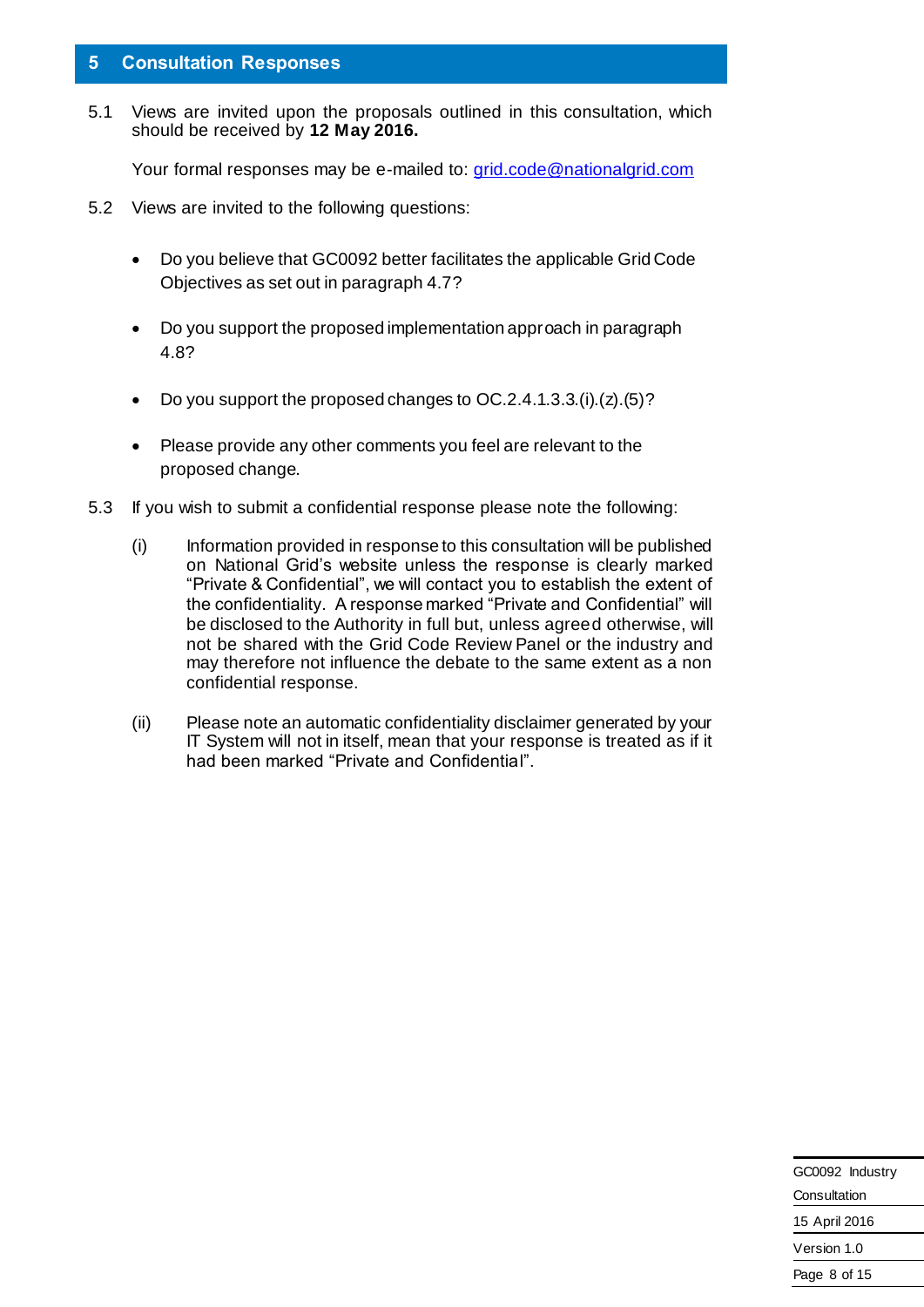## 5 Consultation Responses

5.1 Views are invited upon the proposals outlined in this consultation, which should be received by **12 May 2016.**

Your formal responses may be e-mailed to: grid.code@nationalgrid.com

5.2 Views are invited to the following questions:

- Do you believe that GC0092 better facilitates the applicable Grid Code Objectives as set out in paragraph 4.7?
- Do you support the proposed implementation approach in paragraph 4.8?
- Do you support the proposed changes to OC.2.4.1.3.3.(i).(z).(5)?
- Please provide any other comments you feel are relevant to the proposed change.

5.3 If you wish to submit a confidential response please note the following:

(i) Information provided in response to this consultation will be published on National Grid's website unless the response is clearly marked "Private & Confidential", we will contact you to establish the extent of the confidentiality. A response marked "Private and Confidential" will be disclosed to the Authority in full but, unless agreed otherwise, will not be shared with the Grid Code Review Panel or the industry and may therefore not influence the debate to the same extent as a non confidential response.

(ii) Please note an automatic confidentiality disclaimer generated by your IT System will not in itself, mean that your response is treated as if it had been marked "Private and Confidential".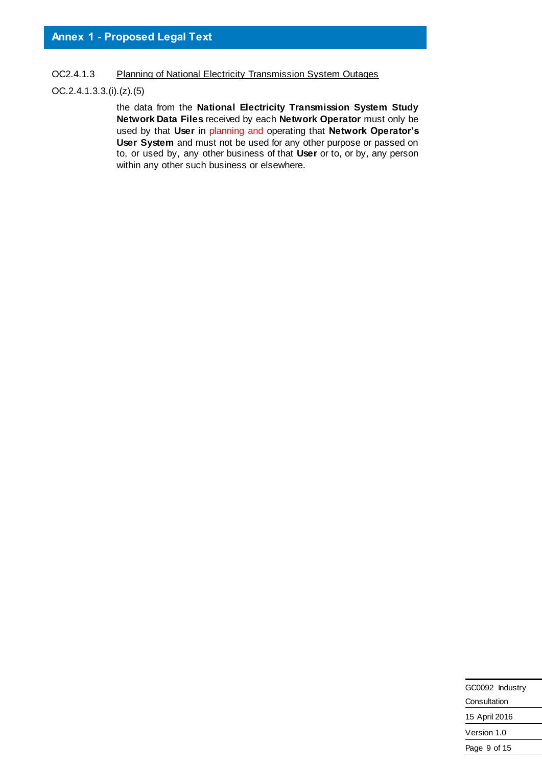## Annex 1 - Proposed Legal Text

OC2.4.1.3 Planning of National Electricity Transmission System Outages

OC.2.4.1.3.3.(i).(z).(5)

the data from the **National Electricity Transmission System Study Network Data Files** received by each **Network Operator** must only be used by that **User** in planning and operating that **Network Operator's User System** and must not be used for any other purpose or passed on to, or used by, any other business of that **User** or to, or by, any person within any other such business or elsewhere.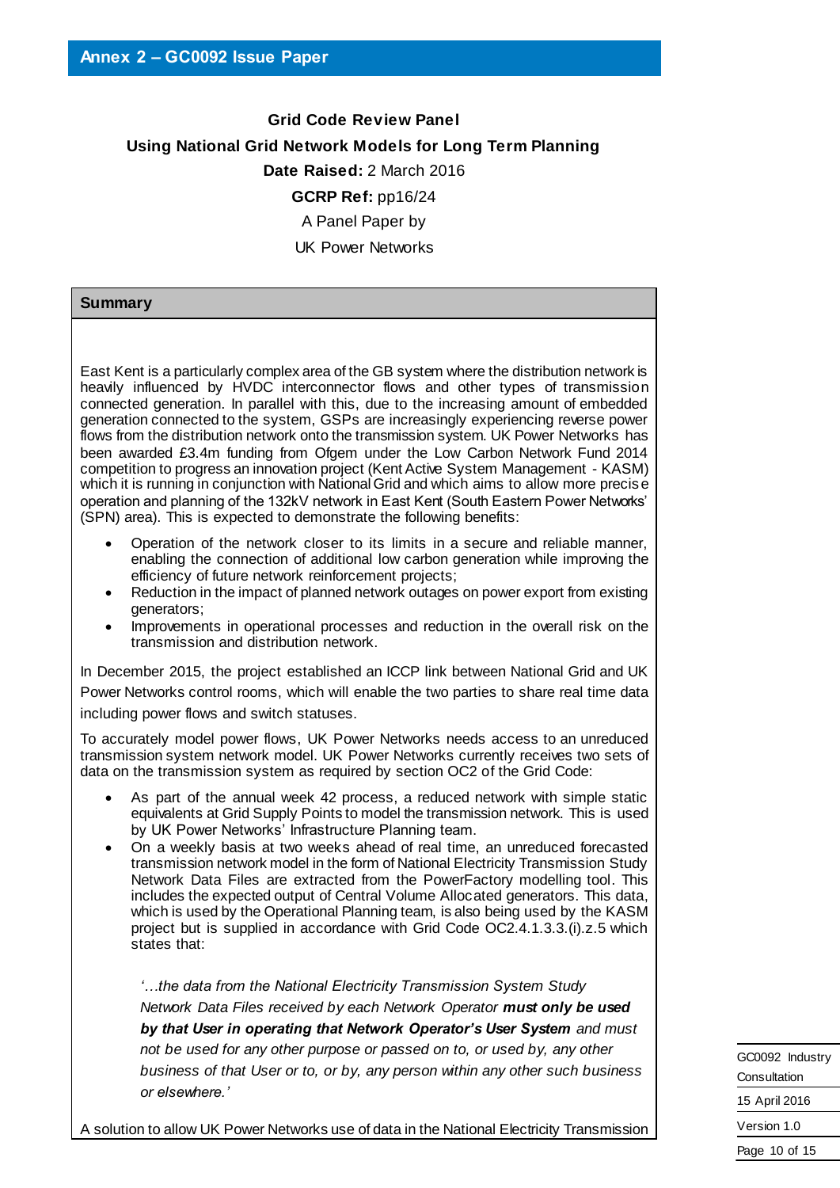## Annex 2 – GC0092 Issue Paper

**Grid Code Review Panel**

**Using National Grid Network Models for Long Term Planning**

**Date Raised:** 2 March 2016

**GCRP Ref:** pp16/24

A Panel Paper by

UK Power Networks

### Summary

East Kent is a particularly complex area of the GB system where the distribution network is heavily influenced by HVDC interconnector flows and other types of transmission connected generation. In parallel with this, due to the increasing amount of embedded generation connected to the system, GSPs are increasingly experiencing reverse power flows from the distribution network onto the transmission system. UK Power Networks has been awarded £3.4m funding from Ofgem under the Low Carbon Network Fund 2014 competition to progress an innovation project (Kent Active System Management - KASM) which it is running in conjunction with National Grid and which aims to allow more precise operation and planning of the 132kV network in East Kent (South Eastern Power Networks' (SPN) area). This is expected to demonstrate the following benefits:

- Operation of the network closer to its limits in a secure and reliable manner, enabling the connection of additional low carbon generation while improving the efficiency of future network reinforcement projects;
- Reduction in the impact of planned network outages on power export from existing generators;
- Improvements in operational processes and reduction in the overall risk on the transmission and distribution network.

In December 2015, the project established an ICCP link between National Grid and UK Power Networks control rooms, which will enable the two parties to share real time data including power flows and switch statuses.

To accurately model power flows, UK Power Networks needs access to an unreduced transmission system network model. UK Power Networks currently receives two sets of data on the transmission system as required by section OC2 of the Grid Code:

- As part of the annual week 42 process, a reduced network with simple static equivalents at Grid Supply Points to model the transmission network. This is used by UK Power Networks' Infrastructure Planning team.
- On a weekly basis at two weeks ahead of real time, an unreduced forecasted transmission network model in the form of National Electricity Transmission Study Network Data Files are extracted from the PowerFactory modelling tool. This includes the expected output of Central Volume Allocated generators. This data, which is used by the Operational Planning team, is also being used by the KASM project but is supplied in accordance with Grid Code OC2.4.1.3.3.(i).z.5 which states that:

> *'…the data from the National Electricity Transmission System Study Network Data Files received by each Network Operator **must only be used by that User in operating that Network Operator's User System** and must not be used for any other purpose or passed on to, or used by, any other business of that User or to, or by, any person within any other such business or elsewhere.'*

A solution to allow UK Power Networks use of data in the National Electricity Transmission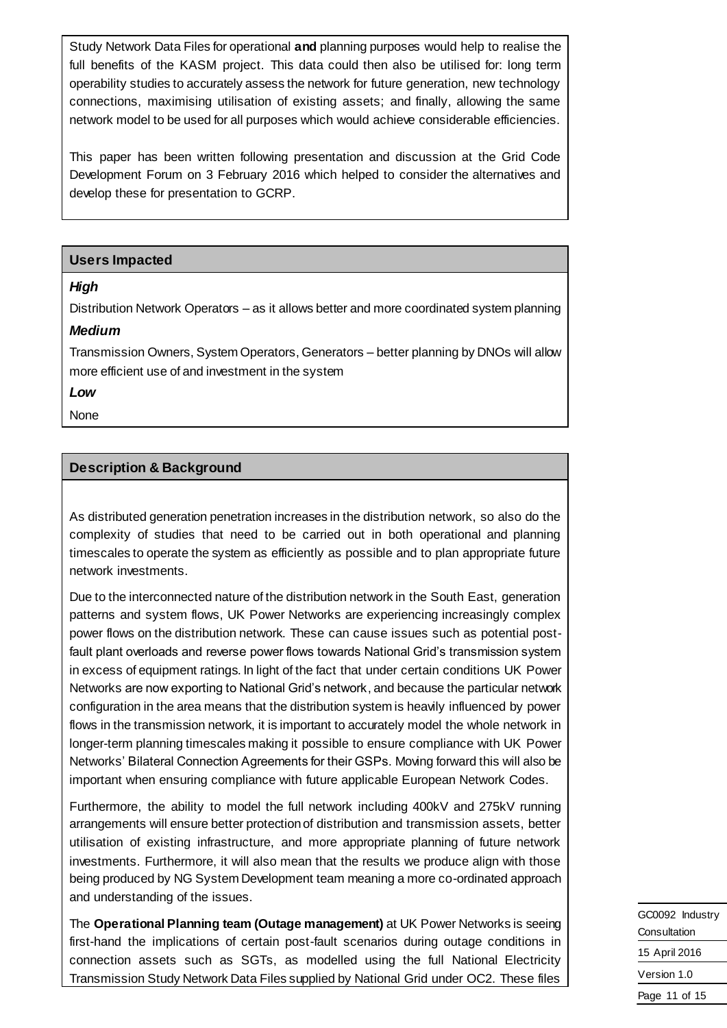Study Network Data Files for operational **and** planning purposes would help to realise the full benefits of the KASM project. This data could then also be utilised for: long term operability studies to accurately assess the network for future generation, new technology connections, maximising utilisation of existing assets; and finally, allowing the same network model to be used for all purposes which would achieve considerable efficiencies.

This paper has been written following presentation and discussion at the Grid Code Development Forum on 3 February 2016 which helped to consider the alternatives and develop these for presentation to GCRP.

## Users Impacted

***High***

Distribution Network Operators – as it allows better and more coordinated system planning

***Medium***

Transmission Owners, System Operators, Generators – better planning by DNOs will allow more efficient use of and investment in the system

***Low***

None

## Description & Background

As distributed generation penetration increases in the distribution network, so also do the complexity of studies that need to be carried out in both operational and planning timescales to operate the system as efficiently as possible and to plan appropriate future network investments.

Due to the interconnected nature of the distribution network in the South East, generation patterns and system flows, UK Power Networks are experiencing increasingly complex power flows on the distribution network. These can cause issues such as potential post-fault plant overloads and reverse power flows towards National Grid's transmission system in excess of equipment ratings. In light of the fact that under certain conditions UK Power Networks are now exporting to National Grid's network, and because the particular network configuration in the area means that the distribution system is heavily influenced by power flows in the transmission network, it is important to accurately model the whole network in longer-term planning timescales making it possible to ensure compliance with UK Power Networks' Bilateral Connection Agreements for their GSPs. Moving forward this will also be important when ensuring compliance with future applicable European Network Codes.

Furthermore, the ability to model the full network including 400kV and 275kV running arrangements will ensure better protection of distribution and transmission assets, better utilisation of existing infrastructure, and more appropriate planning of future network investments. Furthermore, it will also mean that the results we produce align with those being produced by NG System Development team meaning a more co-ordinated approach and understanding of the issues.

The **Operational Planning team (Outage management)** at UK Power Networks is seeing first-hand the implications of certain post-fault scenarios during outage conditions in connection assets such as SGTs, as modelled using the full National Electricity Transmission Study Network Data Files supplied by National Grid under OC2. These files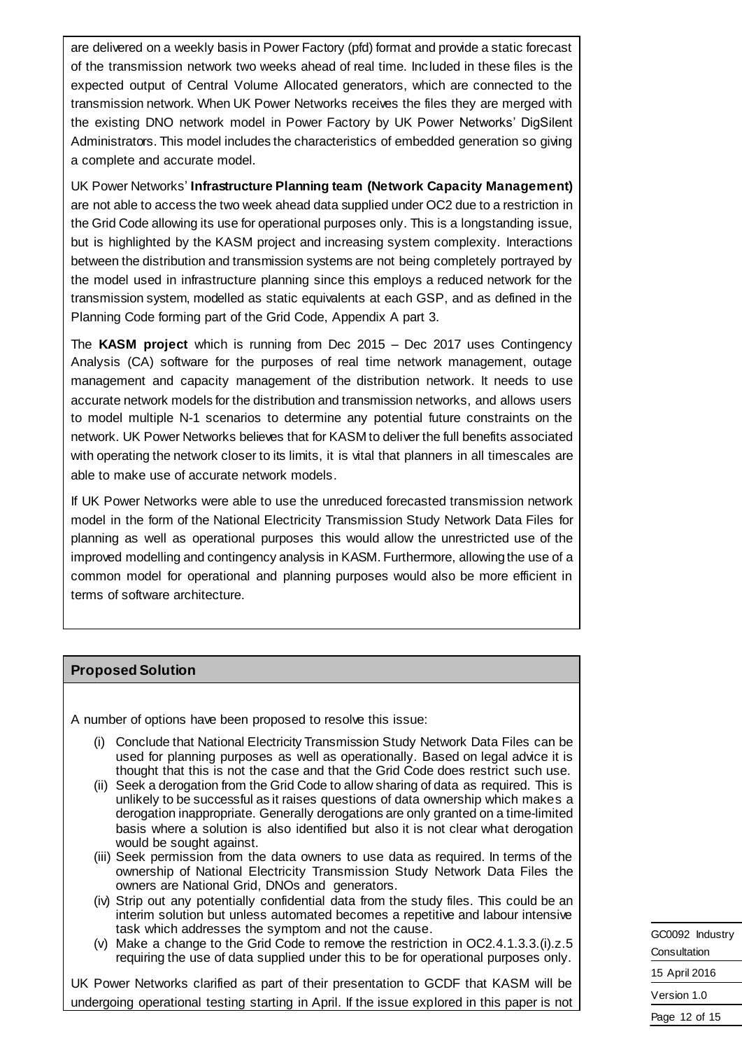are delivered on a weekly basis in Power Factory (pfd) format and provide a static forecast of the transmission network two weeks ahead of real time. Included in these files is the expected output of Central Volume Allocated generators, which are connected to the transmission network. When UK Power Networks receives the files they are merged with the existing DNO network model in Power Factory by UK Power Networks' DigSilent Administrators. This model includes the characteristics of embedded generation so giving a complete and accurate model.

UK Power Networks' **Infrastructure Planning team (Network Capacity Management)** are not able to access the two week ahead data supplied under OC2 due to a restriction in the Grid Code allowing its use for operational purposes only. This is a longstanding issue, but is highlighted by the KASM project and increasing system complexity. Interactions between the distribution and transmission systems are not being completely portrayed by the model used in infrastructure planning since this employs a reduced network for the transmission system, modelled as static equivalents at each GSP, and as defined in the Planning Code forming part of the Grid Code, Appendix A part 3.

The **KASM project** which is running from Dec 2015 – Dec 2017 uses Contingency Analysis (CA) software for the purposes of real time network management, outage management and capacity management of the distribution network. It needs to use accurate network models for the distribution and transmission networks, and allows users to model multiple N-1 scenarios to determine any potential future constraints on the network. UK Power Networks believes that for KASM to deliver the full benefits associated with operating the network closer to its limits, it is vital that planners in all timescales are able to make use of accurate network models.

If UK Power Networks were able to use the unreduced forecasted transmission network model in the form of the National Electricity Transmission Study Network Data Files for planning as well as operational purposes this would allow the unrestricted use of the improved modelling and contingency analysis in KASM. Furthermore, allowing the use of a common model for operational and planning purposes would also be more efficient in terms of software architecture.

## Proposed Solution

A number of options have been proposed to resolve this issue:

(i) Conclude that National Electricity Transmission Study Network Data Files can be used for planning purposes as well as operationally. Based on legal advice it is thought that this is not the case and that the Grid Code does restrict such use.

(ii) Seek a derogation from the Grid Code to allow sharing of data as required. This is unlikely to be successful as it raises questions of data ownership which makes a derogation inappropriate. Generally derogations are only granted on a time-limited basis where a solution is also identified but also it is not clear what derogation would be sought against.

(iii) Seek permission from the data owners to use data as required. In terms of the ownership of National Electricity Transmission Study Network Data Files the owners are National Grid, DNOs and generators.

(iv) Strip out any potentially confidential data from the study files. This could be an interim solution but unless automated becomes a repetitive and labour intensive task which addresses the symptom and not the cause.

(v) Make a change to the Grid Code to remove the restriction in OC2.4.1.3.3.(i).z.5 requiring the use of data supplied under this to be for operational purposes only.

UK Power Networks clarified as part of their presentation to GCDF that KASM will be undergoing operational testing starting in April. If the issue explored in this paper is not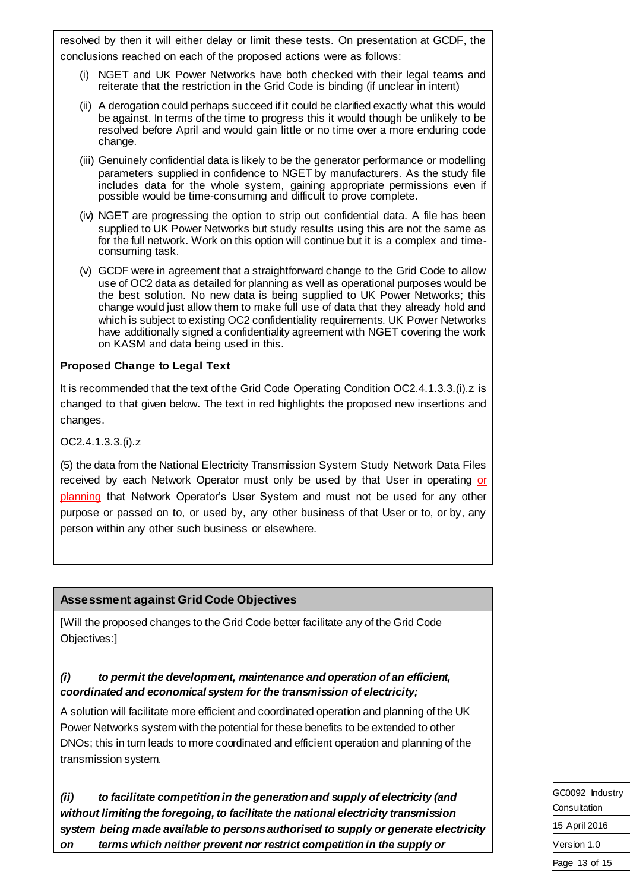resolved by then it will either delay or limit these tests. On presentation at GCDF, the conclusions reached on each of the proposed actions were as follows:

(i) NGET and UK Power Networks have both checked with their legal teams and reiterate that the restriction in the Grid Code is binding (if unclear in intent)

(ii) A derogation could perhaps succeed if it could be clarified exactly what this would be against. In terms of the time to progress this it would though be unlikely to be resolved before April and would gain little or no time over a more enduring code change.

(iii) Genuinely confidential data is likely to be the generator performance or modelling parameters supplied in confidence to NGET by manufacturers. As the study file includes data for the whole system, gaining appropriate permissions even if possible would be time-consuming and difficult to prove complete.

(iv) NGET are progressing the option to strip out confidential data. A file has been supplied to UK Power Networks but study results using this are not the same as for the full network. Work on this option will continue but it is a complex and time-consuming task.

(v) GCDF were in agreement that a straightforward change to the Grid Code to allow use of OC2 data as detailed for planning as well as operational purposes would be the best solution. No new data is being supplied to UK Power Networks; this change would just allow them to make full use of data that they already hold and which is subject to existing OC2 confidentiality requirements. UK Power Networks have additionally signed a confidentiality agreement with NGET covering the work on KASM and data being used in this.

**Proposed Change to Legal Text**

It is recommended that the text of the Grid Code Operating Condition OC2.4.1.3.3.(i).z is changed to that given below. The text in red highlights the proposed new insertions and changes.

OC2.4.1.3.3.(i).z

(5) the data from the National Electricity Transmission System Study Network Data Files received by each Network Operator must only be used by that User in operating <u>or planning</u> that Network Operator's User System and must not be used for any other purpose or passed on to, or used by, any other business of that User or to, or by, any person within any other such business or elsewhere.

## Assessment against Grid Code Objectives

[Will the proposed changes to the Grid Code better facilitate any of the Grid Code Objectives:]

***(i) to permit the development, maintenance and operation of an efficient, coordinated and economical system for the transmission of electricity;***

A solution will facilitate more efficient and coordinated operation and planning of the UK Power Networks system with the potential for these benefits to be extended to other DNOs; this in turn leads to more coordinated and efficient operation and planning of the transmission system.

***(ii) to facilitate competition in the generation and supply of electricity (and without limiting the foregoing, to facilitate the national electricity transmission system being made available to persons authorised to supply or generate electricity on terms which neither prevent nor restrict competition in the supply or***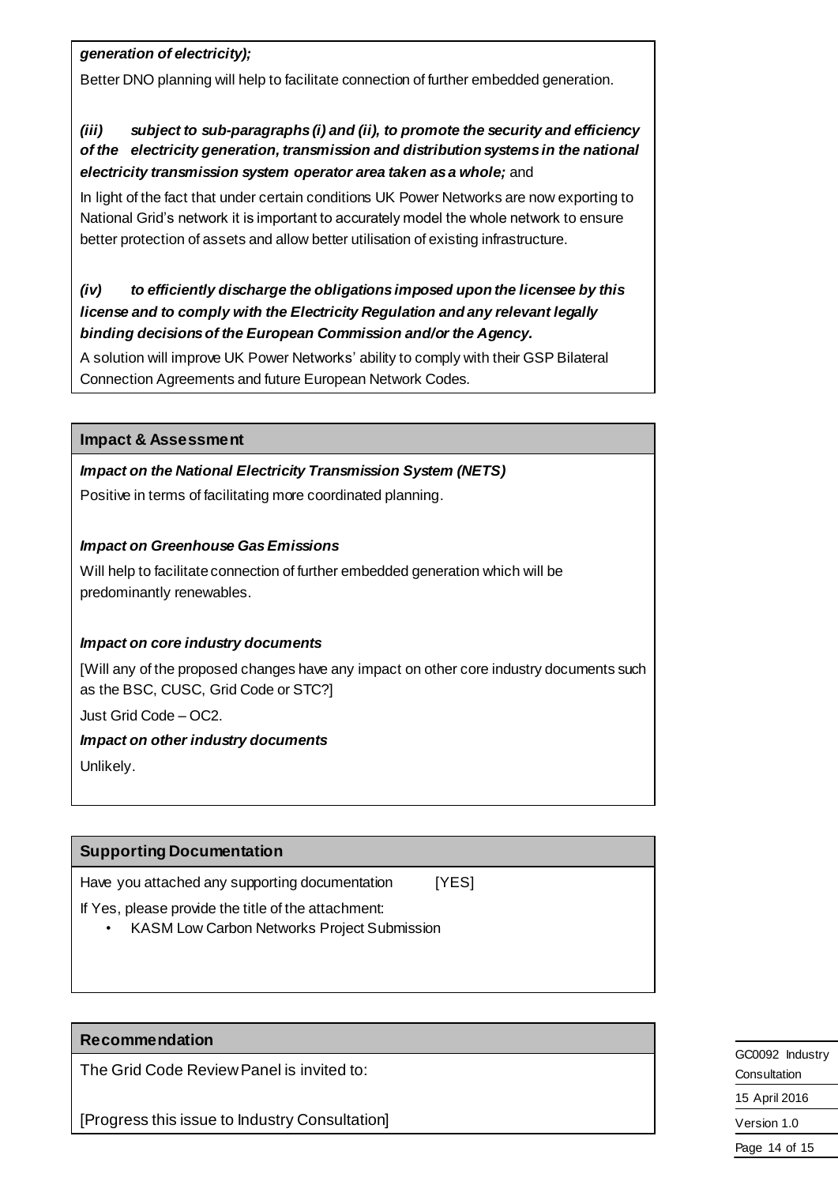***generation of electricity);***

Better DNO planning will help to facilitate connection of further embedded generation.

***(iii) subject to sub-paragraphs (i) and (ii), to promote the security and efficiency of the electricity generation, transmission and distribution systems in the national electricity transmission system operator area taken as a whole;*** and

In light of the fact that under certain conditions UK Power Networks are now exporting to National Grid's network it is important to accurately model the whole network to ensure better protection of assets and allow better utilisation of existing infrastructure.

***(iv) to efficiently discharge the obligations imposed upon the licensee by this license and to comply with the Electricity Regulation and any relevant legally binding decisions of the European Commission and/or the Agency.***

A solution will improve UK Power Networks' ability to comply with their GSP Bilateral Connection Agreements and future European Network Codes.

## Impact & Assessment

***Impact on the National Electricity Transmission System (NETS)***

Positive in terms of facilitating more coordinated planning.

***Impact on Greenhouse Gas Emissions***

Will help to facilitate connection of further embedded generation which will be predominantly renewables.

***Impact on core industry documents***

[Will any of the proposed changes have any impact on other core industry documents such as the BSC, CUSC, Grid Code or STC?]

Just Grid Code – OC2.

***Impact on other industry documents***

Unlikely.

## Supporting Documentation

Have you attached any supporting documentation [YES]

If Yes, please provide the title of the attachment:

- KASM Low Carbon Networks Project Submission

## Recommendation

The Grid Code Review Panel is invited to:

[Progress this issue to Industry Consultation]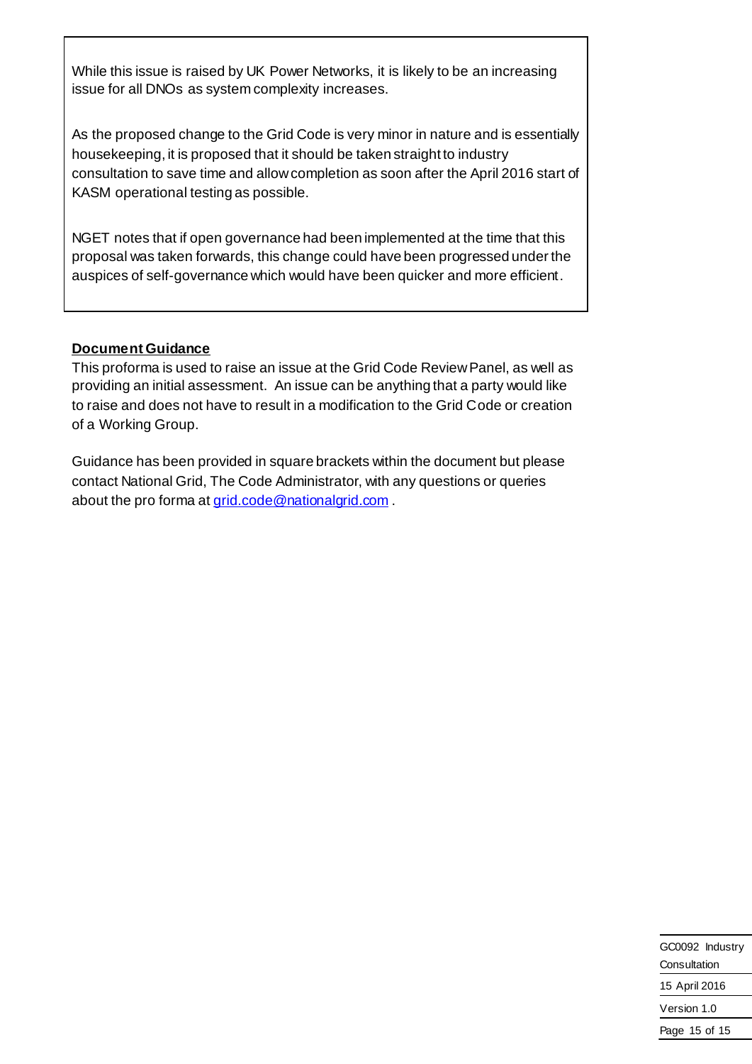While this issue is raised by UK Power Networks, it is likely to be an increasing issue for all DNOs as system complexity increases.

As the proposed change to the Grid Code is very minor in nature and is essentially housekeeping, it is proposed that it should be taken straight to industry consultation to save time and allow completion as soon after the April 2016 start of KASM operational testing as possible.

NGET notes that if open governance had been implemented at the time that this proposal was taken forwards, this change could have been progressed under the auspices of self-governance which would have been quicker and more efficient.

**Document Guidance**

This proforma is used to raise an issue at the Grid Code Review Panel, as well as providing an initial assessment. An issue can be anything that a party would like to raise and does not have to result in a modification to the Grid Code or creation of a Working Group.

Guidance has been provided in square brackets within the document but please contact National Grid, The Code Administrator, with any questions or queries about the pro forma at grid.code@nationalgrid.com .